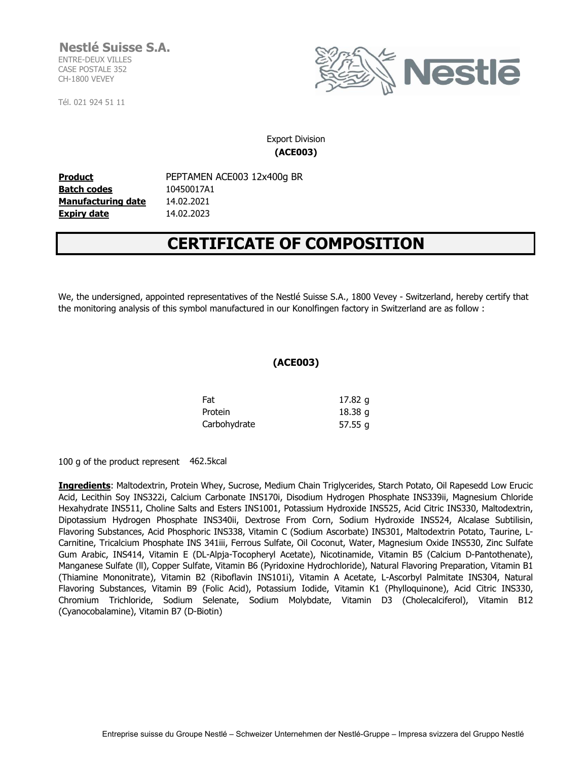**Nestlé Suisse S.A.**
ENTRE-DEUX VILLES
CASE POSTALE 352
CH-1800 VEVEY

Tél. 021 924 51 11

Export Division
**(ACE003)**

| | |
|---|---|
| **Product** | PEPTAMEN ACE003 12x400g BR |
| **Batch codes** | 10450017A1 |
| **Manufacturing date** | 14.02.2021 |
| **Expiry date** | 14.02.2023 |

# CERTIFICATE OF COMPOSITION

We, the undersigned, appointed representatives of the Nestlé Suisse S.A., 1800 Vevey - Switzerland, hereby certify that the monitoring analysis of this symbol manufactured in our Konolfingen factory in Switzerland are as follow :

**(ACE003)**

| | |
|---|---|
| Fat | 17.82 g |
| Protein | 18.38 g |
| Carbohydrate | 57.55 g |

100 g of the product represent 462.5kcal

**Ingredients**: Maltodextrin, Protein Whey, Sucrose, Medium Chain Triglycerides, Starch Potato, Oil Rapesedd Low Erucic Acid, Lecithin Soy INS322i, Calcium Carbonate INS170i, Disodium Hydrogen Phosphate INS339ii, Magnesium Chloride Hexahydrate INS511, Choline Salts and Esters INS1001, Potassium Hydroxide INS525, Acid Citric INS330, Maltodextrin, Dipotassium Hydrogen Phosphate INS340ii, Dextrose From Corn, Sodium Hydroxide INS524, Alcalase Subtilisin, Flavoring Substances, Acid Phosphoric INS338, Vitamin C (Sodium Ascorbate) INS301, Maltodextrin Potato, Taurine, L-Carnitine, Tricalcium Phosphate INS 341iii, Ferrous Sulfate, Oil Coconut, Water, Magnesium Oxide INS530, Zinc Sulfate Gum Arabic, INS414, Vitamin E (DL-Alpja-Tocopheryl Acetate), Nicotinamide, Vitamin B5 (Calcium D-Pantothenate), Manganese Sulfate (ll), Copper Sulfate, Vitamin B6 (Pyridoxine Hydrochloride), Natural Flavoring Preparation, Vitamin B1 (Thiamine Mononitrate), Vitamin B2 (Riboflavin INS101i), Vitamin A Acetate, L-Ascorbyl Palmitate INS304, Natural Flavoring Substances, Vitamin B9 (Folic Acid), Potassium Iodide, Vitamin K1 (Phylloquinone), Acid Citric INS330, Chromium Trichloride, Sodium Selenate, Sodium Molybdate, Vitamin D3 (Cholecalciferol), Vitamin B12 (Cyanocobalamine), Vitamin B7 (D-Biotin)

Entreprise suisse du Groupe Nestlé – Schweizer Unternehmen der Nestlé-Gruppe – Impresa svizzera del Gruppo Nestlé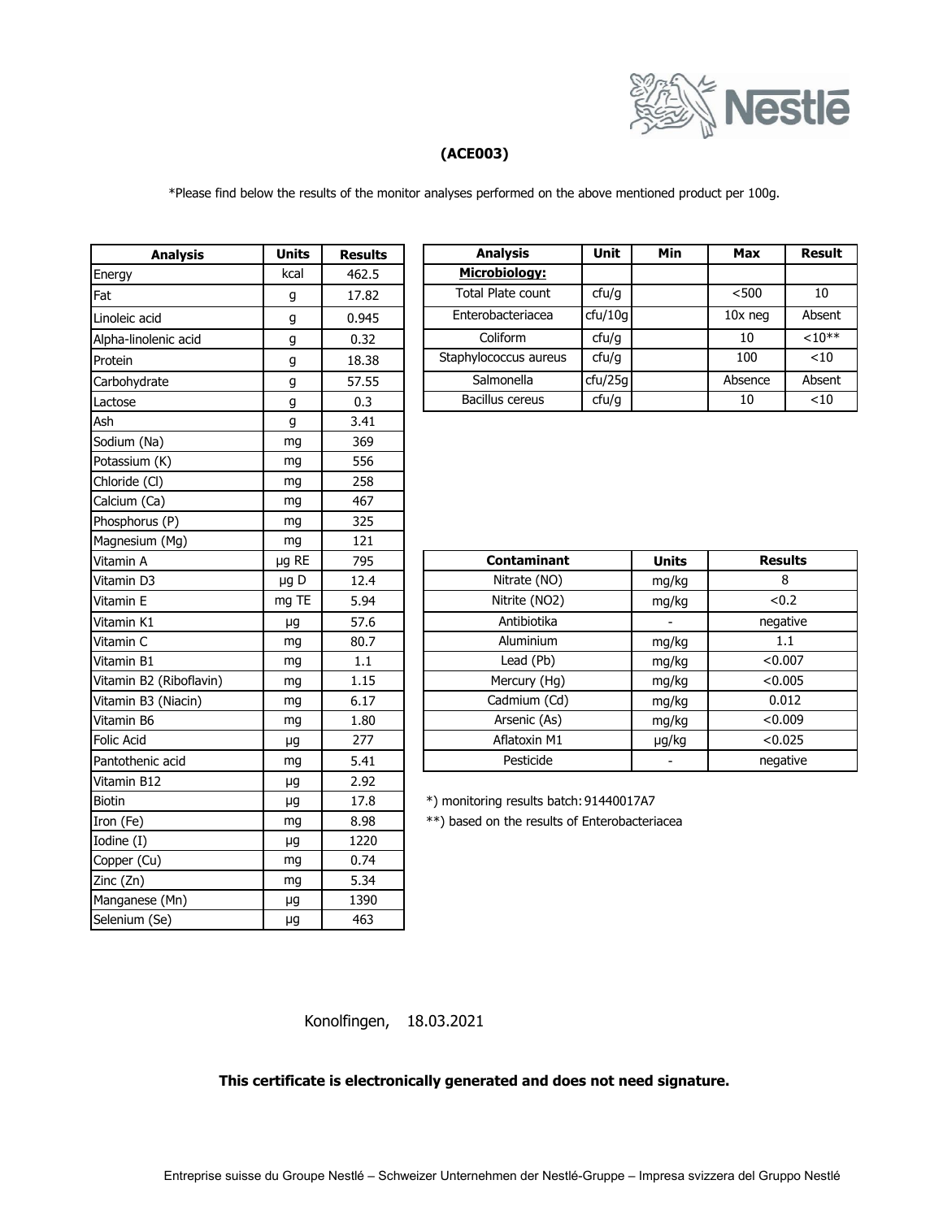**(ACE003)**

*Please find below the results of the monitor analyses performed on the above mentioned product per 100g.

| Analysis | Units | Results |
|---|---|---|
| Energy | kcal | 462.5 |
| Fat | g | 17.82 |
| Linoleic acid | g | 0.945 |
| Alpha-linolenic acid | g | 0.32 |
| Protein | g | 18.38 |
| Carbohydrate | g | 57.55 |
| Lactose | g | 0.3 |
| Ash | g | 3.41 |
| Sodium (Na) | mg | 369 |
| Potassium (K) | mg | 556 |
| Chloride (Cl) | mg | 258 |
| Calcium (Ca) | mg | 467 |
| Phosphorus (P) | mg | 325 |
| Magnesium (Mg) | mg | 121 |
| Vitamin A | µg RE | 795 |
| Vitamin D3 | µg D | 12.4 |
| Vitamin E | mg TE | 5.94 |
| Vitamin K1 | µg | 57.6 |
| Vitamin C | mg | 80.7 |
| Vitamin B1 | mg | 1.1 |
| Vitamin B2 (Riboflavin) | mg | 1.15 |
| Vitamin B3 (Niacin) | mg | 6.17 |
| Vitamin B6 | mg | 1.80 |
| Folic Acid | µg | 277 |
| Pantothenic acid | mg | 5.41 |
| Vitamin B12 | µg | 2.92 |
| Biotin | µg | 17.8 |
| Iron (Fe) | mg | 8.98 |
| Iodine (I) | µg | 1220 |
| Copper (Cu) | mg | 0.74 |
| Zinc (Zn) | mg | 5.34 |
| Manganese (Mn) | µg | 1390 |
| Selenium (Se) | µg | 463 |

| Analysis | Unit | Min | Max | Result |
|---|---|---|---|---|
| **Microbiology:** | | | | |
| Total Plate count | cfu/g | | <500 | 10 |
| Enterobacteriacea | cfu/10g | | 10x neg | Absent |
| Coliform | cfu/g | | 10 | <10** |
| Staphylococcus aureus | cfu/g | | 100 | <10 |
| Salmonella | cfu/25g | | Absence | Absent |
| Bacillus cereus | cfu/g | | 10 | <10 |

| Contaminant | Units | Results |
|---|---|---|
| Nitrate (NO) | mg/kg | 8 |
| Nitrite (NO2) | mg/kg | <0.2 |
| Antibiotika | - | negative |
| Aluminium | mg/kg | 1.1 |
| Lead (Pb) | mg/kg | <0.007 |
| Mercury (Hg) | mg/kg | <0.005 |
| Cadmium (Cd) | mg/kg | 0.012 |
| Arsenic (As) | mg/kg | <0.009 |
| Aflatoxin M1 | µg/kg | <0.025 |
| Pesticide | - | negative |

*) monitoring results batch: 91440017A7

**) based on the results of Enterobacteriacea

Konolfingen, 18.03.2021

**This certificate is electronically generated and does not need signature.**

Entreprise suisse du Groupe Nestlé – Schweizer Unternehmen der Nestlé-Gruppe – Impresa svizzera del Gruppo Nestlé